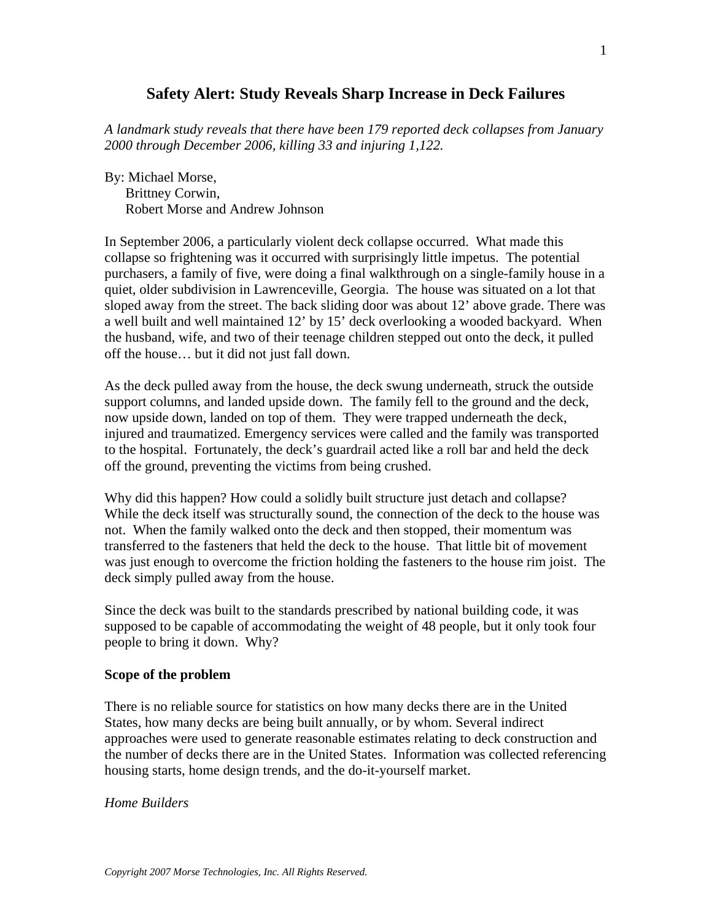# Safety Alert: Study Reveals Sharp Increase in Deck Failures

*A landmark study reveals that there have been 179 reported deck collapses from January 2000 through December 2006, killing 33 and injuring 1,122.*

By: Michael Morse,
Brittney Corwin,
Robert Morse and Andrew Johnson

In September 2006, a particularly violent deck collapse occurred. What made this collapse so frightening was it occurred with surprisingly little impetus. The potential purchasers, a family of five, were doing a final walkthrough on a single-family house in a quiet, older subdivision in Lawrenceville, Georgia. The house was situated on a lot that sloped away from the street. The back sliding door was about 12' above grade. There was a well built and well maintained 12' by 15' deck overlooking a wooded backyard. When the husband, wife, and two of their teenage children stepped out onto the deck, it pulled off the house… but it did not just fall down.

As the deck pulled away from the house, the deck swung underneath, struck the outside support columns, and landed upside down. The family fell to the ground and the deck, now upside down, landed on top of them. They were trapped underneath the deck, injured and traumatized. Emergency services were called and the family was transported to the hospital. Fortunately, the deck's guardrail acted like a roll bar and held the deck off the ground, preventing the victims from being crushed.

Why did this happen? How could a solidly built structure just detach and collapse? While the deck itself was structurally sound, the connection of the deck to the house was not. When the family walked onto the deck and then stopped, their momentum was transferred to the fasteners that held the deck to the house. That little bit of movement was just enough to overcome the friction holding the fasteners to the house rim joist. The deck simply pulled away from the house.

Since the deck was built to the standards prescribed by national building code, it was supposed to be capable of accommodating the weight of 48 people, but it only took four people to bring it down. Why?

## Scope of the problem

There is no reliable source for statistics on how many decks there are in the United States, how many decks are being built annually, or by whom. Several indirect approaches were used to generate reasonable estimates relating to deck construction and the number of decks there are in the United States. Information was collected referencing housing starts, home design trends, and the do-it-yourself market.

### *Home Builders*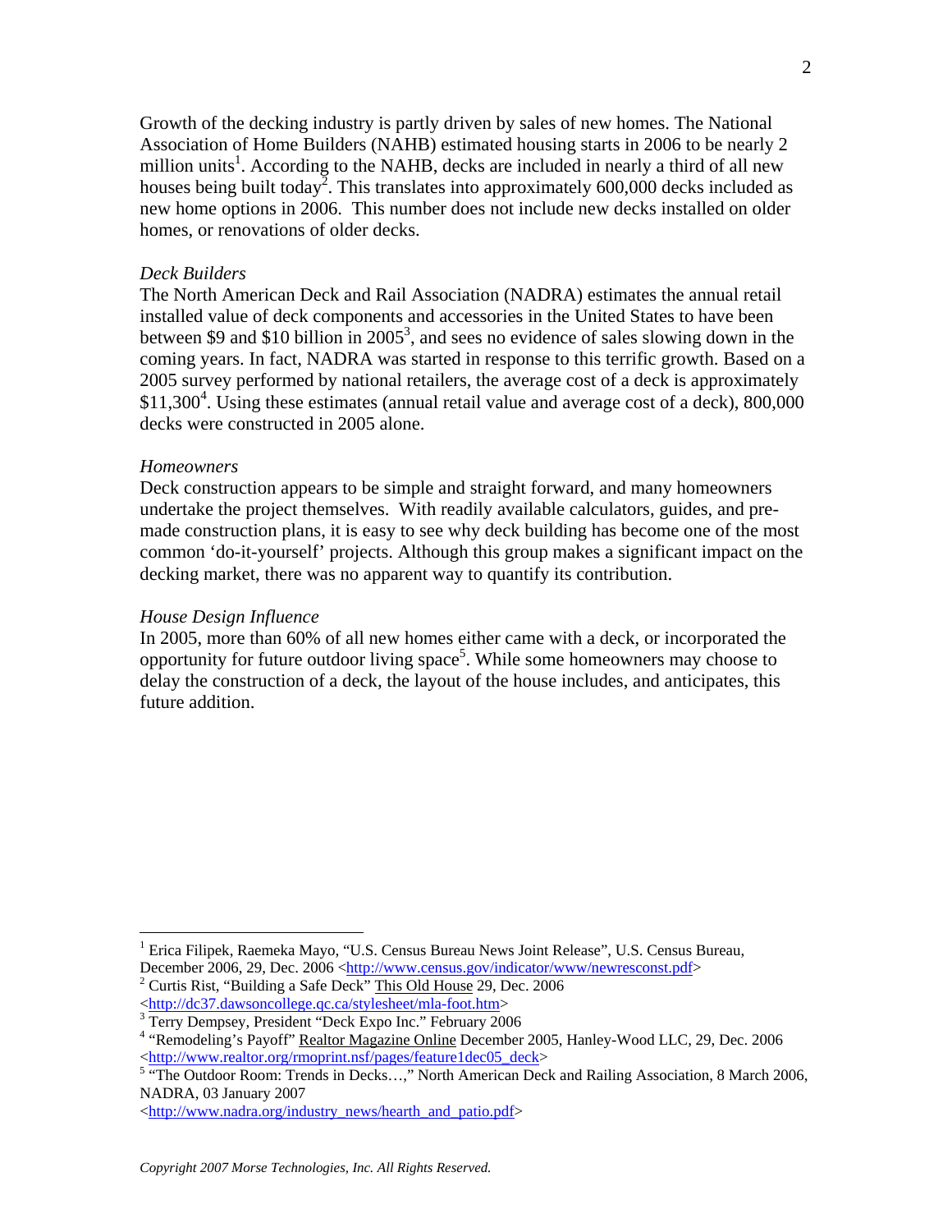Growth of the decking industry is partly driven by sales of new homes. The National Association of Home Builders (NAHB) estimated housing starts in 2006 to be nearly 2 million units[1]. According to the NAHB, decks are included in nearly a third of all new houses being built today[2]. This translates into approximately 600,000 decks included as new home options in 2006. This number does not include new decks installed on older homes, or renovations of older decks.

*Deck Builders*

The North American Deck and Rail Association (NADRA) estimates the annual retail installed value of deck components and accessories in the United States to have been between $9 and $10 billion in 2005[3], and sees no evidence of sales slowing down in the coming years. In fact, NADRA was started in response to this terrific growth. Based on a 2005 survey performed by national retailers, the average cost of a deck is approximately $11,300[4]. Using these estimates (annual retail value and average cost of a deck), 800,000 decks were constructed in 2005 alone.

*Homeowners*

Deck construction appears to be simple and straight forward, and many homeowners undertake the project themselves. With readily available calculators, guides, and pre-made construction plans, it is easy to see why deck building has become one of the most common 'do-it-yourself' projects. Although this group makes a significant impact on the decking market, there was no apparent way to quantify its contribution.

*House Design Influence*

In 2005, more than 60% of all new homes either came with a deck, or incorporated the opportunity for future outdoor living space[5]. While some homeowners may choose to delay the construction of a deck, the layout of the house includes, and anticipates, this future addition.

---

[1] Erica Filipek, Raemeka Mayo, "U.S. Census Bureau News Joint Release", U.S. Census Bureau, December 2006, 29, Dec. 2006 <http://www.census.gov/indicator/www/newresconst.pdf>

[2] Curtis Rist, "Building a Safe Deck" This Old House 29, Dec. 2006 <http://dc37.dawsoncollege.qc.ca/stylesheet/mla-foot.htm>

[3] Terry Dempsey, President "Deck Expo Inc." February 2006

[4] "Remodeling's Payoff" Realtor Magazine Online December 2005, Hanley-Wood LLC, 29, Dec. 2006 <http://www.realtor.org/rmoprint.nsf/pages/feature1dec05_deck>

[5] "The Outdoor Room: Trends in Decks…," North American Deck and Railing Association, 8 March 2006, NADRA, 03 January 2007 <http://www.nadra.org/industry_news/hearth_and_patio.pdf>

*Copyright 2007 Morse Technologies, Inc. All Rights Reserved.*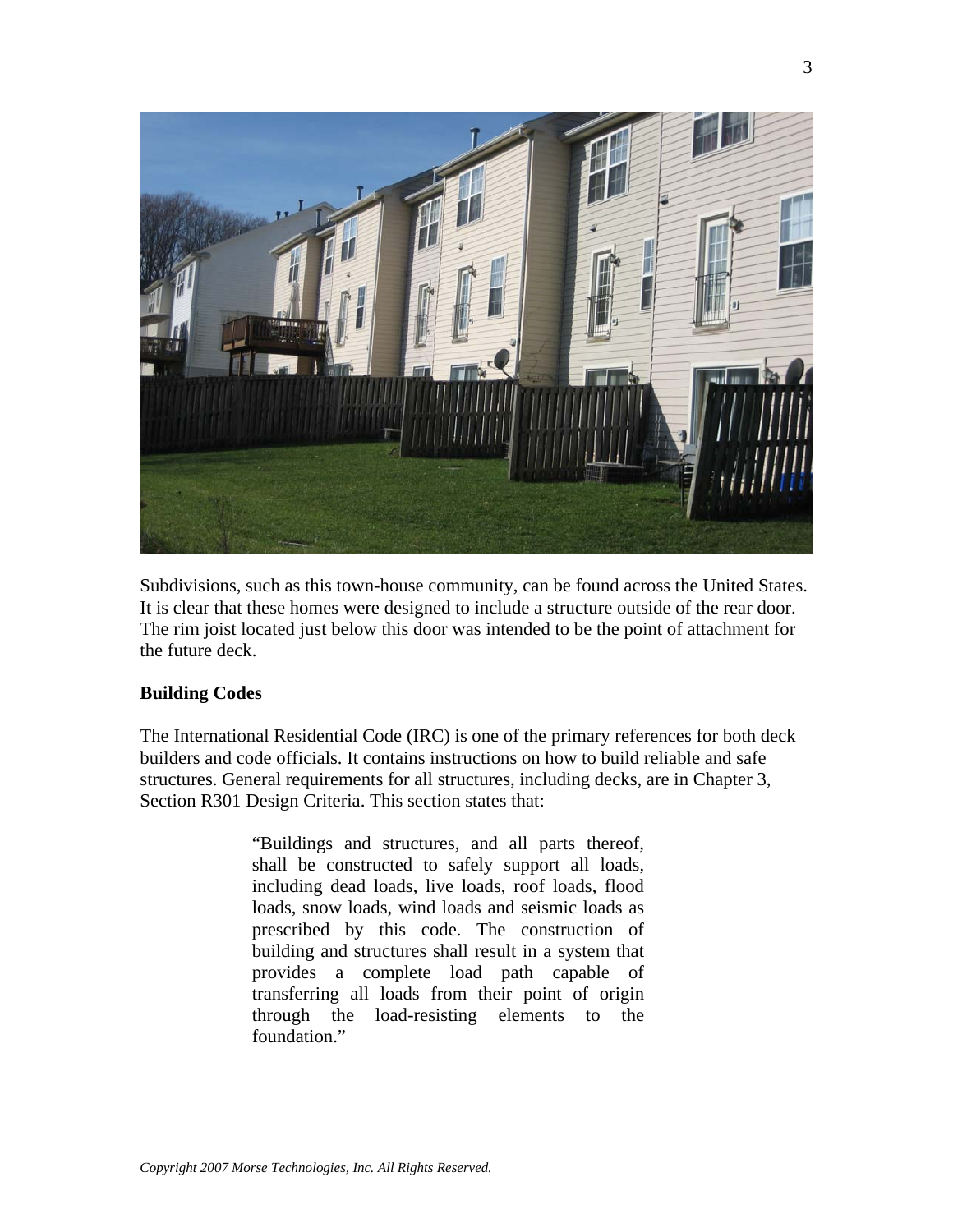Subdivisions, such as this town-house community, can be found across the United States. It is clear that these homes were designed to include a structure outside of the rear door. The rim joist located just below this door was intended to be the point of attachment for the future deck.

**Building Codes**

The International Residential Code (IRC) is one of the primary references for both deck builders and code officials. It contains instructions on how to build reliable and safe structures. General requirements for all structures, including decks, are in Chapter 3, Section R301 Design Criteria. This section states that:

> "Buildings and structures, and all parts thereof, shall be constructed to safely support all loads, including dead loads, live loads, roof loads, flood loads, snow loads, wind loads and seismic loads as prescribed by this code. The construction of building and structures shall result in a system that provides a complete load path capable of transferring all loads from their point of origin through the load-resisting elements to the foundation."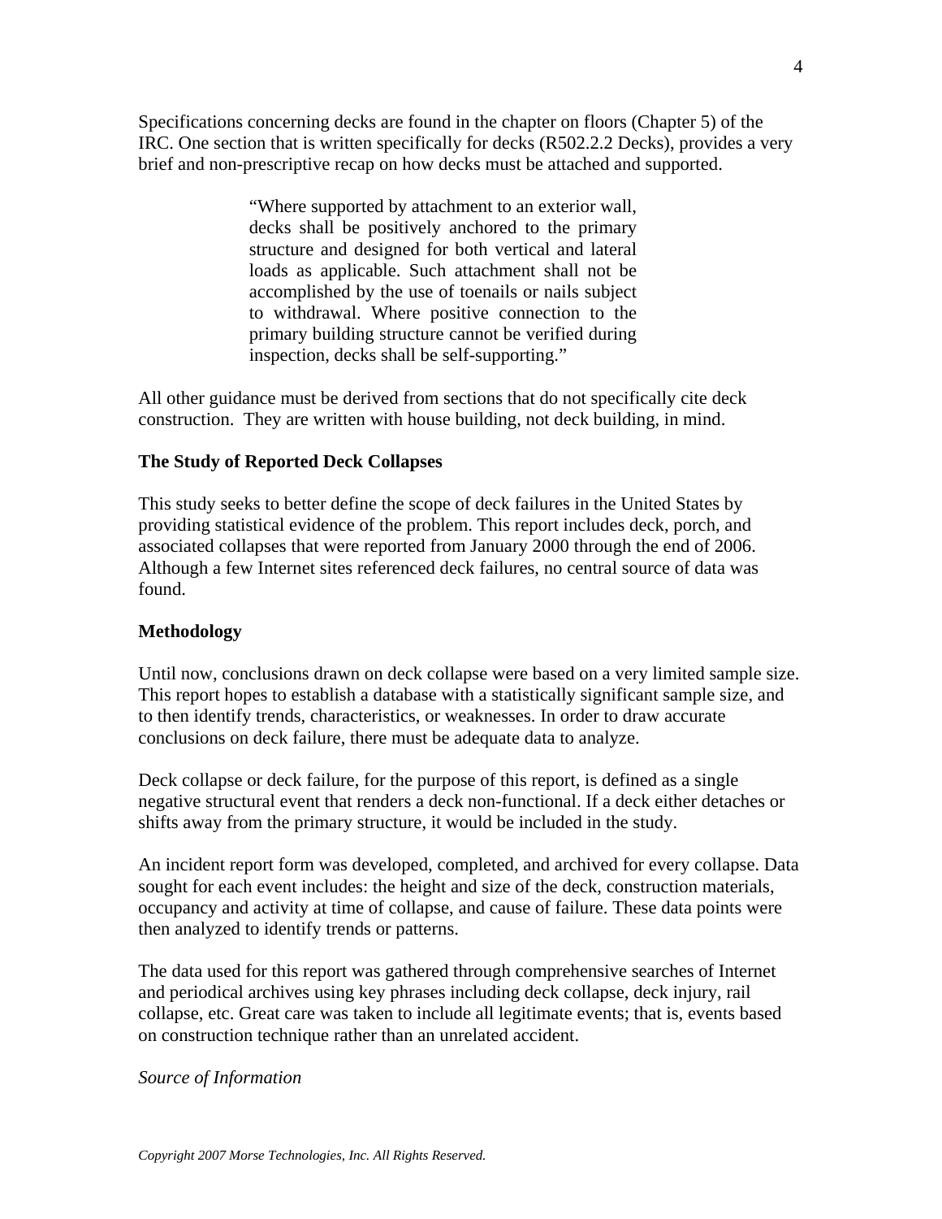Specifications concerning decks are found in the chapter on floors (Chapter 5) of the IRC. One section that is written specifically for decks (R502.2.2 Decks), provides a very brief and non-prescriptive recap on how decks must be attached and supported.

> "Where supported by attachment to an exterior wall, decks shall be positively anchored to the primary structure and designed for both vertical and lateral loads as applicable. Such attachment shall not be accomplished by the use of toenails or nails subject to withdrawal. Where positive connection to the primary building structure cannot be verified during inspection, decks shall be self-supporting."

All other guidance must be derived from sections that do not specifically cite deck construction. They are written with house building, not deck building, in mind.

**The Study of Reported Deck Collapses**

This study seeks to better define the scope of deck failures in the United States by providing statistical evidence of the problem. This report includes deck, porch, and associated collapses that were reported from January 2000 through the end of 2006. Although a few Internet sites referenced deck failures, no central source of data was found.

**Methodology**

Until now, conclusions drawn on deck collapse were based on a very limited sample size. This report hopes to establish a database with a statistically significant sample size, and to then identify trends, characteristics, or weaknesses. In order to draw accurate conclusions on deck failure, there must be adequate data to analyze.

Deck collapse or deck failure, for the purpose of this report, is defined as a single negative structural event that renders a deck non-functional. If a deck either detaches or shifts away from the primary structure, it would be included in the study.

An incident report form was developed, completed, and archived for every collapse. Data sought for each event includes: the height and size of the deck, construction materials, occupancy and activity at time of collapse, and cause of failure. These data points were then analyzed to identify trends or patterns.

The data used for this report was gathered through comprehensive searches of Internet and periodical archives using key phrases including deck collapse, deck injury, rail collapse, etc. Great care was taken to include all legitimate events; that is, events based on construction technique rather than an unrelated accident.

*Source of Information*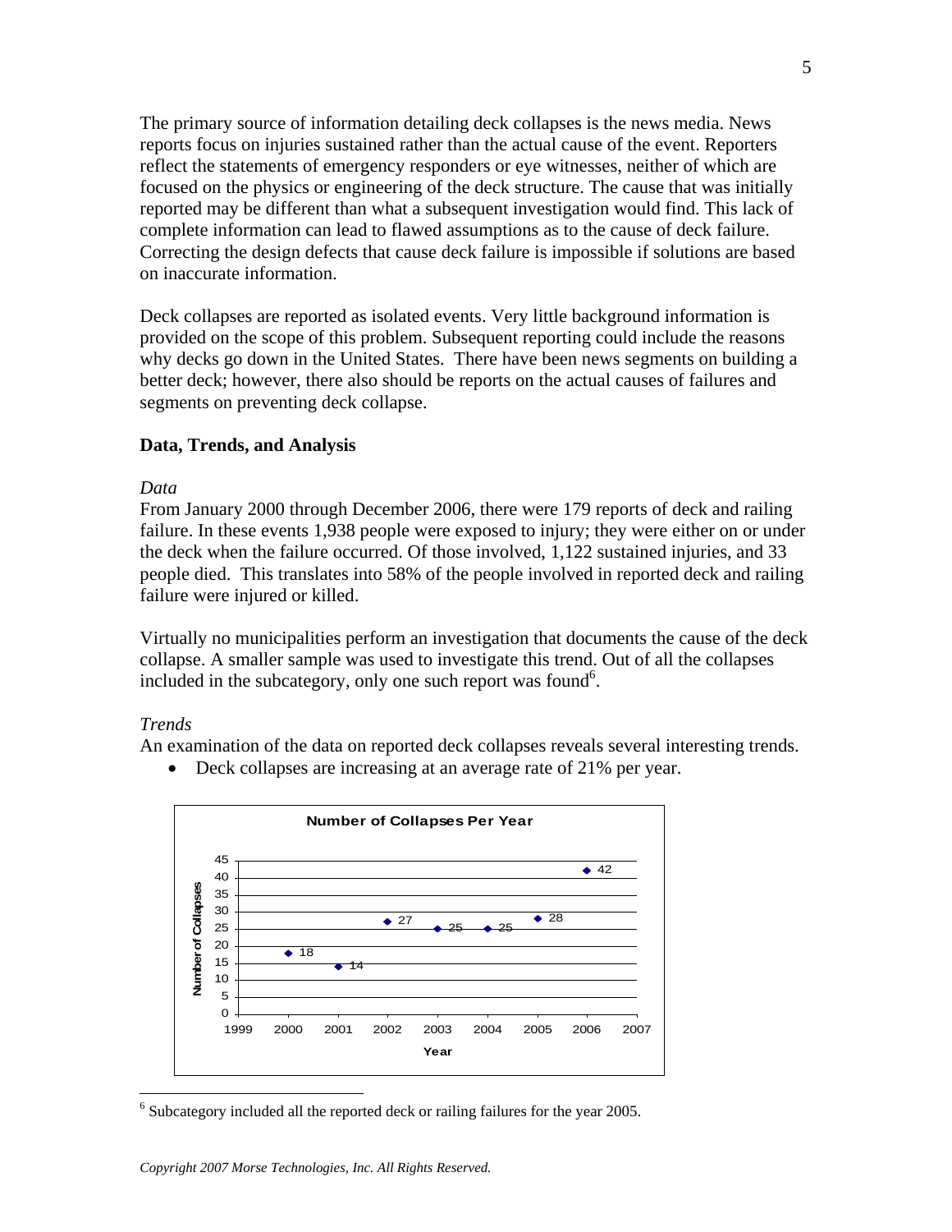The primary source of information detailing deck collapses is the news media. News reports focus on injuries sustained rather than the actual cause of the event. Reporters reflect the statements of emergency responders or eye witnesses, neither of which are focused on the physics or engineering of the deck structure. The cause that was initially reported may be different than what a subsequent investigation would find. This lack of complete information can lead to flawed assumptions as to the cause of deck failure. Correcting the design defects that cause deck failure is impossible if solutions are based on inaccurate information.

Deck collapses are reported as isolated events. Very little background information is provided on the scope of this problem. Subsequent reporting could include the reasons why decks go down in the United States. There have been news segments on building a better deck; however, there also should be reports on the actual causes of failures and segments on preventing deck collapse.

**Data, Trends, and Analysis**

*Data*

From January 2000 through December 2006, there were 179 reports of deck and railing failure. In these events 1,938 people were exposed to injury; they were either on or under the deck when the failure occurred. Of those involved, 1,122 sustained injuries, and 33 people died. This translates into 58% of the people involved in reported deck and railing failure were injured or killed.

Virtually no municipalities perform an investigation that documents the cause of the deck collapse. A smaller sample was used to investigate this trend. Out of all the collapses included in the subcategory, only one such report was found[6].

*Trends*

An examination of the data on reported deck collapses reveals several interesting trends.

- Deck collapses are increasing at an average rate of 21% per year.

**Number of Collapses Per Year**

| Year | Number of Collapses |
|---|---|
| 2000 | 18 |
| 2001 | 14 |
| 2002 | 27 |
| 2003 | 25 |
| 2004 | 25 |
| 2005 | 28 |
| 2006 | 42 |

[6] Subcategory included all the reported deck or railing failures for the year 2005.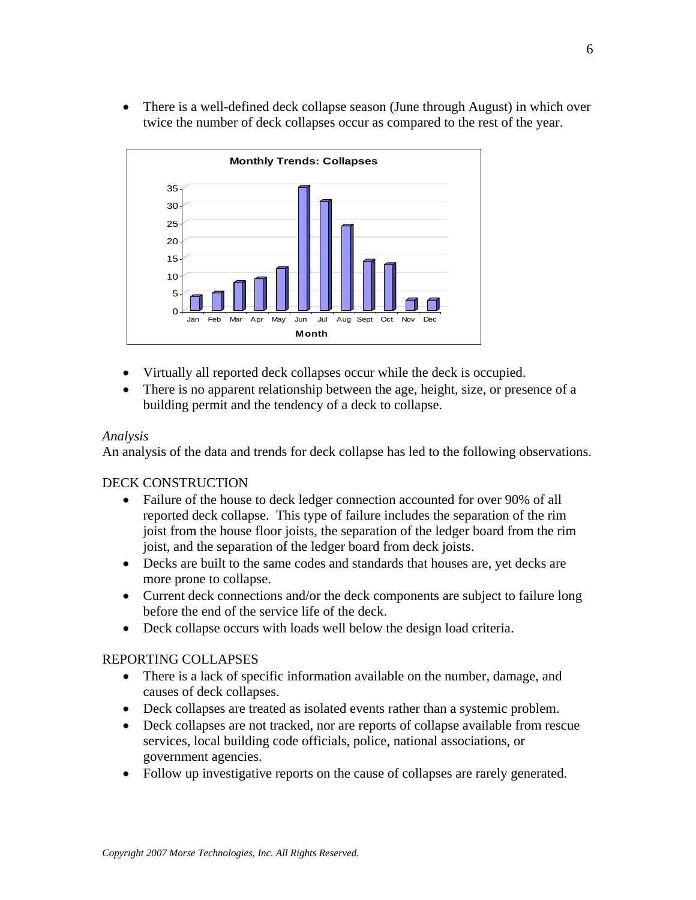- There is a well-defined deck collapse season (June through August) in which over twice the number of deck collapses occur as compared to the rest of the year.

- Virtually all reported deck collapses occur while the deck is occupied.
- There is no apparent relationship between the age, height, size, or presence of a building permit and the tendency of a deck to collapse.

*Analysis*

An analysis of the data and trends for deck collapse has led to the following observations.

DECK CONSTRUCTION

- Failure of the house to deck ledger connection accounted for over 90% of all reported deck collapse. This type of failure includes the separation of the rim joist from the house floor joists, the separation of the ledger board from the rim joist, and the separation of the ledger board from deck joists.
- Decks are built to the same codes and standards that houses are, yet decks are more prone to collapse.
- Current deck connections and/or the deck components are subject to failure long before the end of the service life of the deck.
- Deck collapse occurs with loads well below the design load criteria.

REPORTING COLLAPSES

- There is a lack of specific information available on the number, damage, and causes of deck collapses.
- Deck collapses are treated as isolated events rather than a systemic problem.
- Deck collapses are not tracked, nor are reports of collapse available from rescue services, local building code officials, police, national associations, or government agencies.
- Follow up investigative reports on the cause of collapses are rarely generated.

*Copyright 2007 Morse Technologies, Inc. All Rights Reserved.*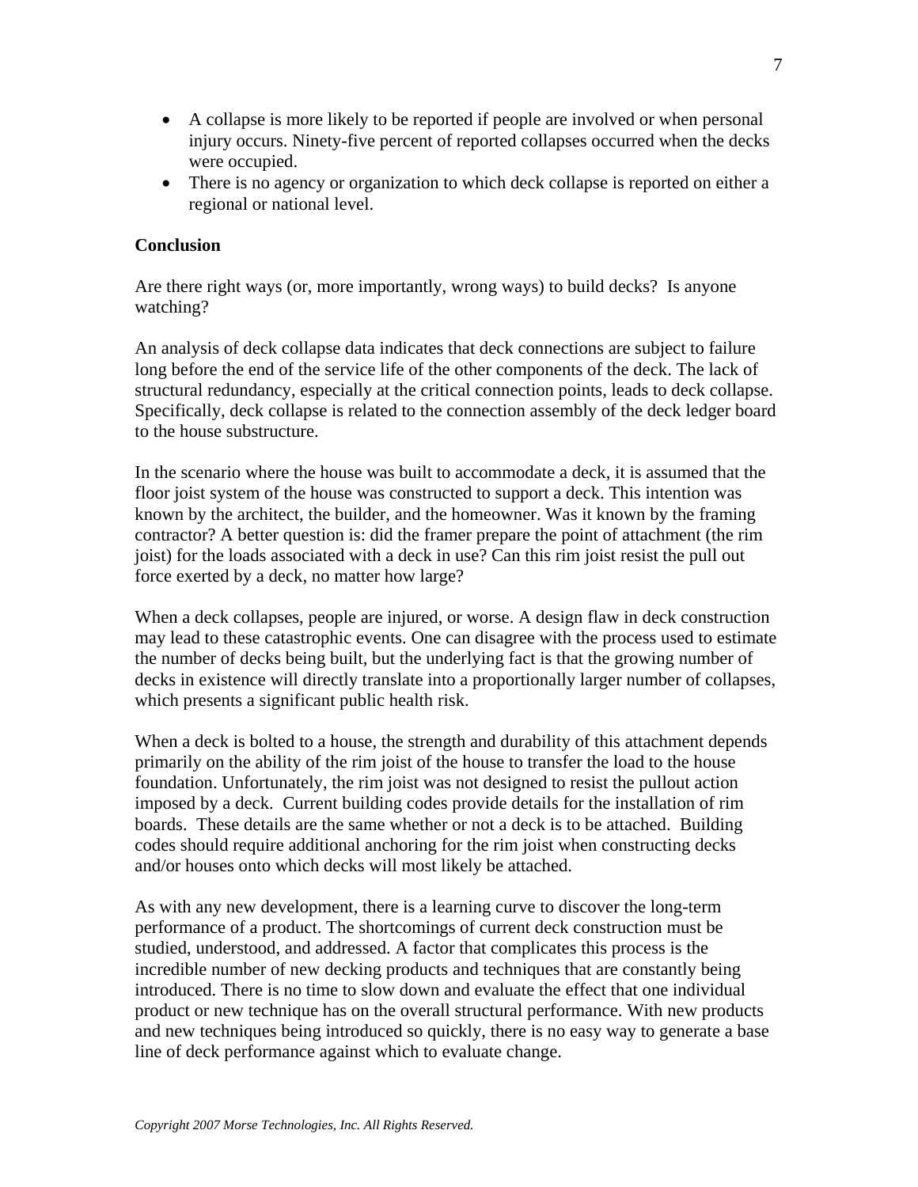- A collapse is more likely to be reported if people are involved or when personal injury occurs. Ninety-five percent of reported collapses occurred when the decks were occupied.
- There is no agency or organization to which deck collapse is reported on either a regional or national level.

**Conclusion**

Are there right ways (or, more importantly, wrong ways) to build decks? Is anyone watching?

An analysis of deck collapse data indicates that deck connections are subject to failure long before the end of the service life of the other components of the deck. The lack of structural redundancy, especially at the critical connection points, leads to deck collapse. Specifically, deck collapse is related to the connection assembly of the deck ledger board to the house substructure.

In the scenario where the house was built to accommodate a deck, it is assumed that the floor joist system of the house was constructed to support a deck. This intention was known by the architect, the builder, and the homeowner. Was it known by the framing contractor? A better question is: did the framer prepare the point of attachment (the rim joist) for the loads associated with a deck in use? Can this rim joist resist the pull out force exerted by a deck, no matter how large?

When a deck collapses, people are injured, or worse. A design flaw in deck construction may lead to these catastrophic events. One can disagree with the process used to estimate the number of decks being built, but the underlying fact is that the growing number of decks in existence will directly translate into a proportionally larger number of collapses, which presents a significant public health risk.

When a deck is bolted to a house, the strength and durability of this attachment depends primarily on the ability of the rim joist of the house to transfer the load to the house foundation. Unfortunately, the rim joist was not designed to resist the pullout action imposed by a deck. Current building codes provide details for the installation of rim boards. These details are the same whether or not a deck is to be attached. Building codes should require additional anchoring for the rim joist when constructing decks and/or houses onto which decks will most likely be attached.

As with any new development, there is a learning curve to discover the long-term performance of a product. The shortcomings of current deck construction must be studied, understood, and addressed. A factor that complicates this process is the incredible number of new decking products and techniques that are constantly being introduced. There is no time to slow down and evaluate the effect that one individual product or new technique has on the overall structural performance. With new products and new techniques being introduced so quickly, there is no easy way to generate a base line of deck performance against which to evaluate change.

*Copyright 2007 Morse Technologies, Inc. All Rights Reserved.*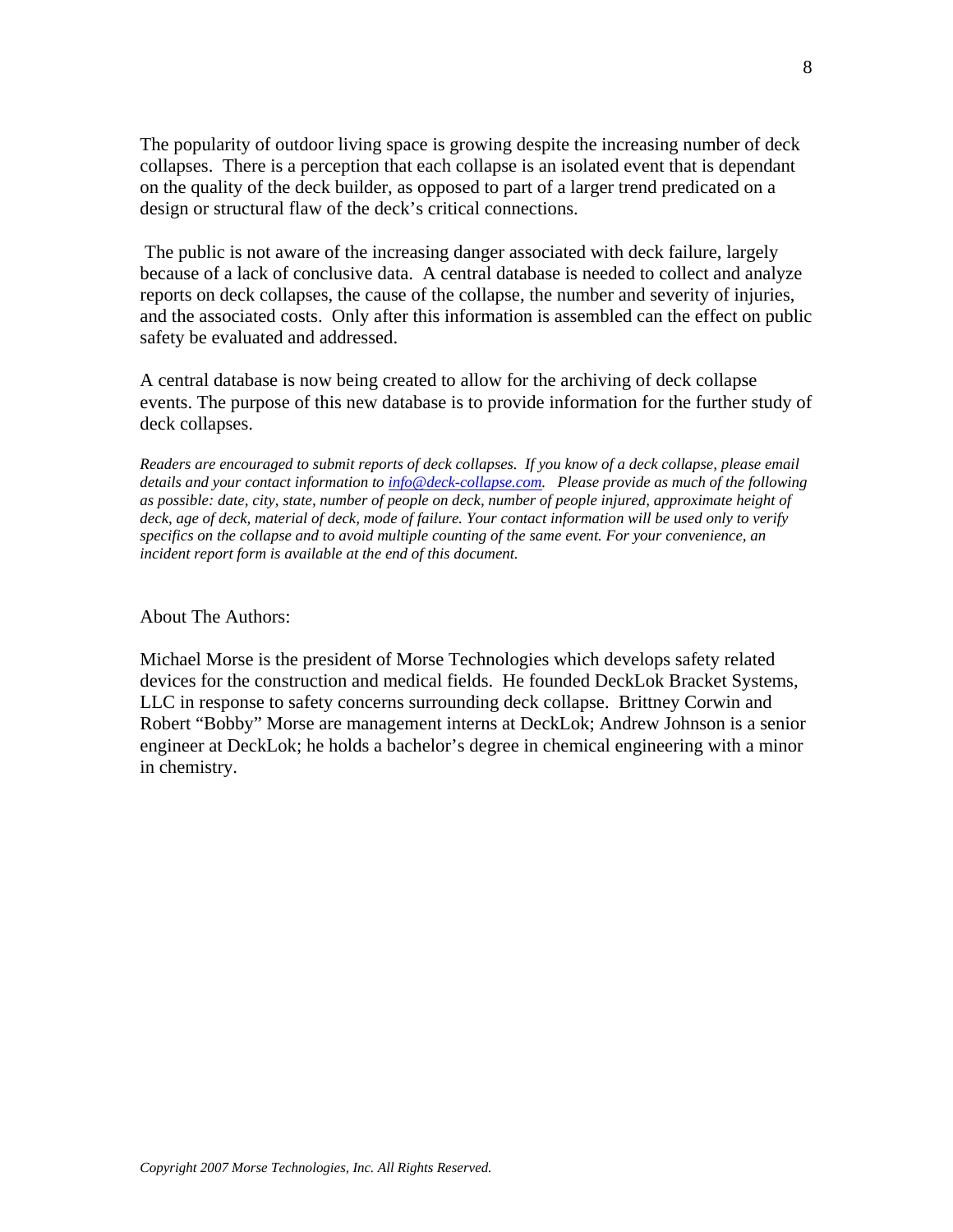The popularity of outdoor living space is growing despite the increasing number of deck collapses. There is a perception that each collapse is an isolated event that is dependant on the quality of the deck builder, as opposed to part of a larger trend predicated on a design or structural flaw of the deck's critical connections.

The public is not aware of the increasing danger associated with deck failure, largely because of a lack of conclusive data. A central database is needed to collect and analyze reports on deck collapses, the cause of the collapse, the number and severity of injuries, and the associated costs. Only after this information is assembled can the effect on public safety be evaluated and addressed.

A central database is now being created to allow for the archiving of deck collapse events. The purpose of this new database is to provide information for the further study of deck collapses.

*Readers are encouraged to submit reports of deck collapses. If you know of a deck collapse, please email details and your contact information to [info@deck-collapse.com](mailto:info@deck-collapse.com). Please provide as much of the following as possible: date, city, state, number of people on deck, number of people injured, approximate height of deck, age of deck, material of deck, mode of failure. Your contact information will be used only to verify specifics on the collapse and to avoid multiple counting of the same event. For your convenience, an incident report form is available at the end of this document.*

About The Authors:

Michael Morse is the president of Morse Technologies which develops safety related devices for the construction and medical fields. He founded DeckLok Bracket Systems, LLC in response to safety concerns surrounding deck collapse. Brittney Corwin and Robert "Bobby" Morse are management interns at DeckLok; Andrew Johnson is a senior engineer at DeckLok; he holds a bachelor's degree in chemical engineering with a minor in chemistry.

*Copyright 2007 Morse Technologies, Inc. All Rights Reserved.*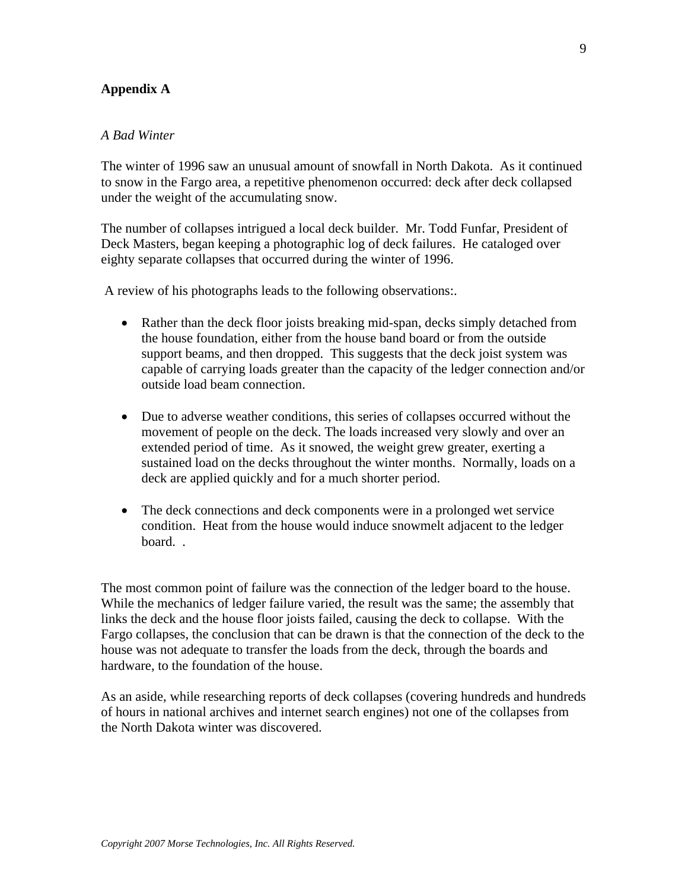## Appendix A

*A Bad Winter*

The winter of 1996 saw an unusual amount of snowfall in North Dakota. As it continued to snow in the Fargo area, a repetitive phenomenon occurred: deck after deck collapsed under the weight of the accumulating snow.

The number of collapses intrigued a local deck builder. Mr. Todd Funfar, President of Deck Masters, began keeping a photographic log of deck failures. He cataloged over eighty separate collapses that occurred during the winter of 1996.

A review of his photographs leads to the following observations:.

- Rather than the deck floor joists breaking mid-span, decks simply detached from the house foundation, either from the house band board or from the outside support beams, and then dropped. This suggests that the deck joist system was capable of carrying loads greater than the capacity of the ledger connection and/or outside load beam connection.

- Due to adverse weather conditions, this series of collapses occurred without the movement of people on the deck. The loads increased very slowly and over an extended period of time. As it snowed, the weight grew greater, exerting a sustained load on the decks throughout the winter months. Normally, loads on a deck are applied quickly and for a much shorter period.

- The deck connections and deck components were in a prolonged wet service condition. Heat from the house would induce snowmelt adjacent to the ledger board. .

The most common point of failure was the connection of the ledger board to the house. While the mechanics of ledger failure varied, the result was the same; the assembly that links the deck and the house floor joists failed, causing the deck to collapse. With the Fargo collapses, the conclusion that can be drawn is that the connection of the deck to the house was not adequate to transfer the loads from the deck, through the boards and hardware, to the foundation of the house.

As an aside, while researching reports of deck collapses (covering hundreds and hundreds of hours in national archives and internet search engines) not one of the collapses from the North Dakota winter was discovered.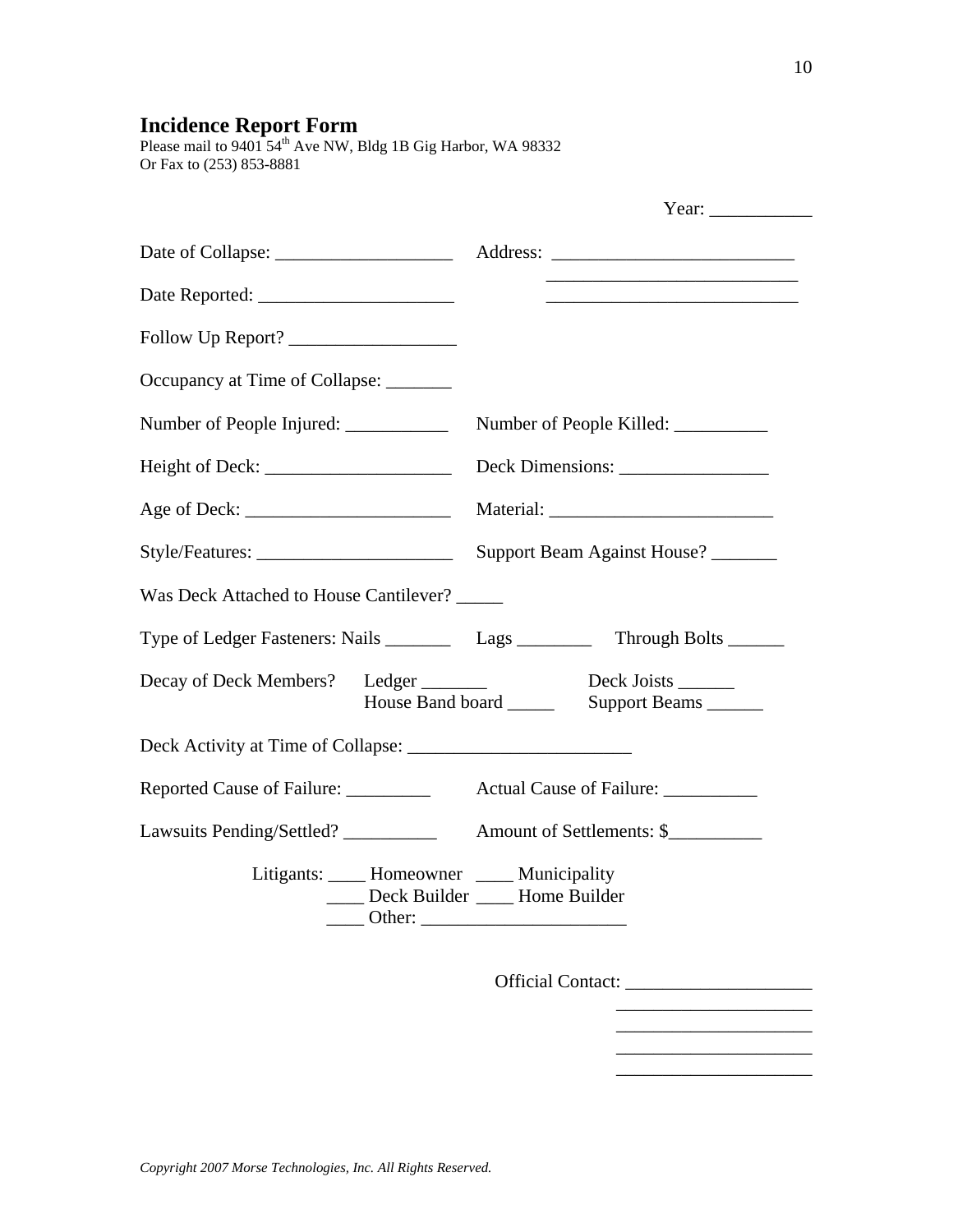# Incidence Report Form

Please mail to 9401 54th Ave NW, Bldg 1B Gig Harbor, WA 98332
Or Fax to (253) 853-8881

Year: ___________

Date of Collapse: ___________________ Address: __________________________
__________________________
__________________________

Date Reported: _____________________

Follow Up Report? __________________

Occupancy at Time of Collapse: _______

Number of People Injured: ___________ Number of People Killed: __________

Height of Deck: ____________________ Deck Dimensions: ________________

Age of Deck: ______________________ Material: ________________________

Style/Features: _____________________ Support Beam Against House? _______

Was Deck Attached to House Cantilever? _____

Type of Ledger Fasteners: Nails _______ Lags ________ Through Bolts ______

Decay of Deck Members? Ledger _______ Deck Joists ______
House Band board _____ Support Beams ______

Deck Activity at Time of Collapse: ________________________

Reported Cause of Failure: _________ Actual Cause of Failure: __________

Lawsuits Pending/Settled? __________ Amount of Settlements: $__________

Litigants: ____ Homeowner ____ Municipality
____ Deck Builder ____ Home Builder
____ Other: ______________________

Official Contact: ____________________
_____________________
_____________________
_____________________
_____________________

*Copyright 2007 Morse Technologies, Inc. All Rights Reserved.*